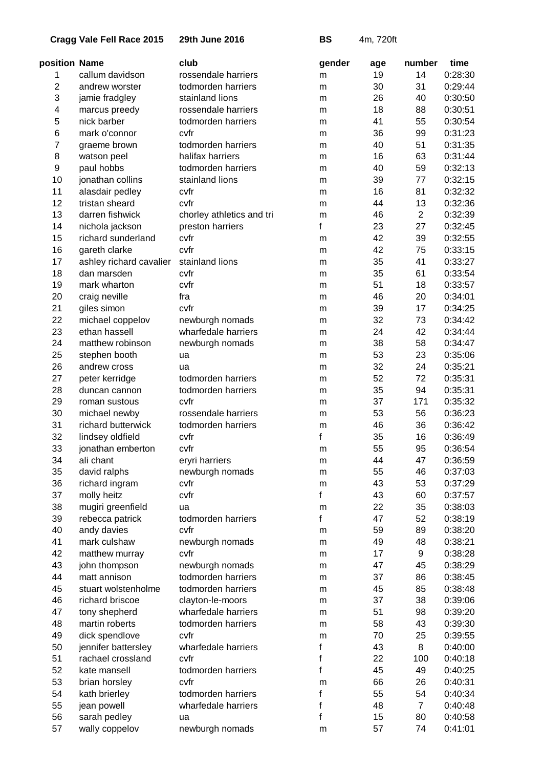**Cragg Vale Fell Race 2015** **29th June 2016** **BS** 4m, 720ft

| position | Name | club | gender | age | number | time |
|---|---|---|---|---|---|---|
| 1 | callum davidson | rossendale harriers | m | 19 | 14 | 0:28:30 |
| 2 | andrew worster | todmorden harriers | m | 30 | 31 | 0:29:44 |
| 3 | jamie fradgley | stainland lions | m | 26 | 40 | 0:30:50 |
| 4 | marcus preedy | rossendale harriers | m | 18 | 88 | 0:30:51 |
| 5 | nick barber | todmorden harriers | m | 41 | 55 | 0:30:54 |
| 6 | mark o'connor | cvfr | m | 36 | 99 | 0:31:23 |
| 7 | graeme brown | todmorden harriers | m | 40 | 51 | 0:31:35 |
| 8 | watson peel | halifax harriers | m | 16 | 63 | 0:31:44 |
| 9 | paul hobbs | todmorden harriers | m | 40 | 59 | 0:32:13 |
| 10 | jonathan collins | stainland lions | m | 39 | 77 | 0:32:15 |
| 11 | alasdair pedley | cvfr | m | 16 | 81 | 0:32:32 |
| 12 | tristan sheard | cvfr | m | 44 | 13 | 0:32:36 |
| 13 | darren fishwick | chorley athletics and tri | m | 46 | 2 | 0:32:39 |
| 14 | nichola jackson | preston harriers | f | 23 | 27 | 0:32:45 |
| 15 | richard sunderland | cvfr | m | 42 | 39 | 0:32:55 |
| 16 | gareth clarke | cvfr | m | 42 | 75 | 0:33:15 |
| 17 | ashley richard cavalier | stainland lions | m | 35 | 41 | 0:33:27 |
| 18 | dan marsden | cvfr | m | 35 | 61 | 0:33:54 |
| 19 | mark wharton | cvfr | m | 51 | 18 | 0:33:57 |
| 20 | craig neville | fra | m | 46 | 20 | 0:34:01 |
| 21 | giles simon | cvfr | m | 39 | 17 | 0:34:25 |
| 22 | michael coppelov | newburgh nomads | m | 32 | 73 | 0:34:42 |
| 23 | ethan hassell | wharfedale harriers | m | 24 | 42 | 0:34:44 |
| 24 | matthew robinson | newburgh nomads | m | 38 | 58 | 0:34:47 |
| 25 | stephen booth | ua | m | 53 | 23 | 0:35:06 |
| 26 | andrew cross | ua | m | 32 | 24 | 0:35:21 |
| 27 | peter kerridge | todmorden harriers | m | 52 | 72 | 0:35:31 |
| 28 | duncan cannon | todmorden harriers | m | 35 | 94 | 0:35:31 |
| 29 | roman sustous | cvfr | m | 37 | 171 | 0:35:32 |
| 30 | michael newby | rossendale harriers | m | 53 | 56 | 0:36:23 |
| 31 | richard butterwick | todmorden harriers | m | 46 | 36 | 0:36:42 |
| 32 | lindsey oldfield | cvfr | f | 35 | 16 | 0:36:49 |
| 33 | jonathan emberton | cvfr | m | 55 | 95 | 0:36:54 |
| 34 | ali chant | eryri harriers | m | 44 | 47 | 0:36:59 |
| 35 | david ralphs | newburgh nomads | m | 55 | 46 | 0:37:03 |
| 36 | richard ingram | cvfr | m | 43 | 53 | 0:37:29 |
| 37 | molly heitz | cvfr | f | 43 | 60 | 0:37:57 |
| 38 | mugiri greenfield | ua | m | 22 | 35 | 0:38:03 |
| 39 | rebecca patrick | todmorden harriers | f | 47 | 52 | 0:38:19 |
| 40 | andy davies | cvfr | m | 59 | 89 | 0:38:20 |
| 41 | mark culshaw | newburgh nomads | m | 49 | 48 | 0:38:21 |
| 42 | matthew murray | cvfr | m | 17 | 9 | 0:38:28 |
| 43 | john thompson | newburgh nomads | m | 47 | 45 | 0:38:29 |
| 44 | matt annison | todmorden harriers | m | 37 | 86 | 0:38:45 |
| 45 | stuart wolstenholme | todmorden harriers | m | 45 | 85 | 0:38:48 |
| 46 | richard briscoe | clayton-le-moors | m | 37 | 38 | 0:39:06 |
| 47 | tony shepherd | wharfedale harriers | m | 51 | 98 | 0:39:20 |
| 48 | martin roberts | todmorden harriers | m | 58 | 43 | 0:39:30 |
| 49 | dick spendlove | cvfr | m | 70 | 25 | 0:39:55 |
| 50 | jennifer battersley | wharfedale harriers | f | 43 | 8 | 0:40:00 |
| 51 | rachael crossland | cvfr | f | 22 | 100 | 0:40:18 |
| 52 | kate mansell | todmorden harriers | f | 45 | 49 | 0:40:25 |
| 53 | brian horsley | cvfr | m | 66 | 26 | 0:40:31 |
| 54 | kath brierley | todmorden harriers | f | 55 | 54 | 0:40:34 |
| 55 | jean powell | wharfedale harriers | f | 48 | 7 | 0:40:48 |
| 56 | sarah pedley | ua | f | 15 | 80 | 0:40:58 |
| 57 | wally coppelov | newburgh nomads | m | 57 | 74 | 0:41:01 |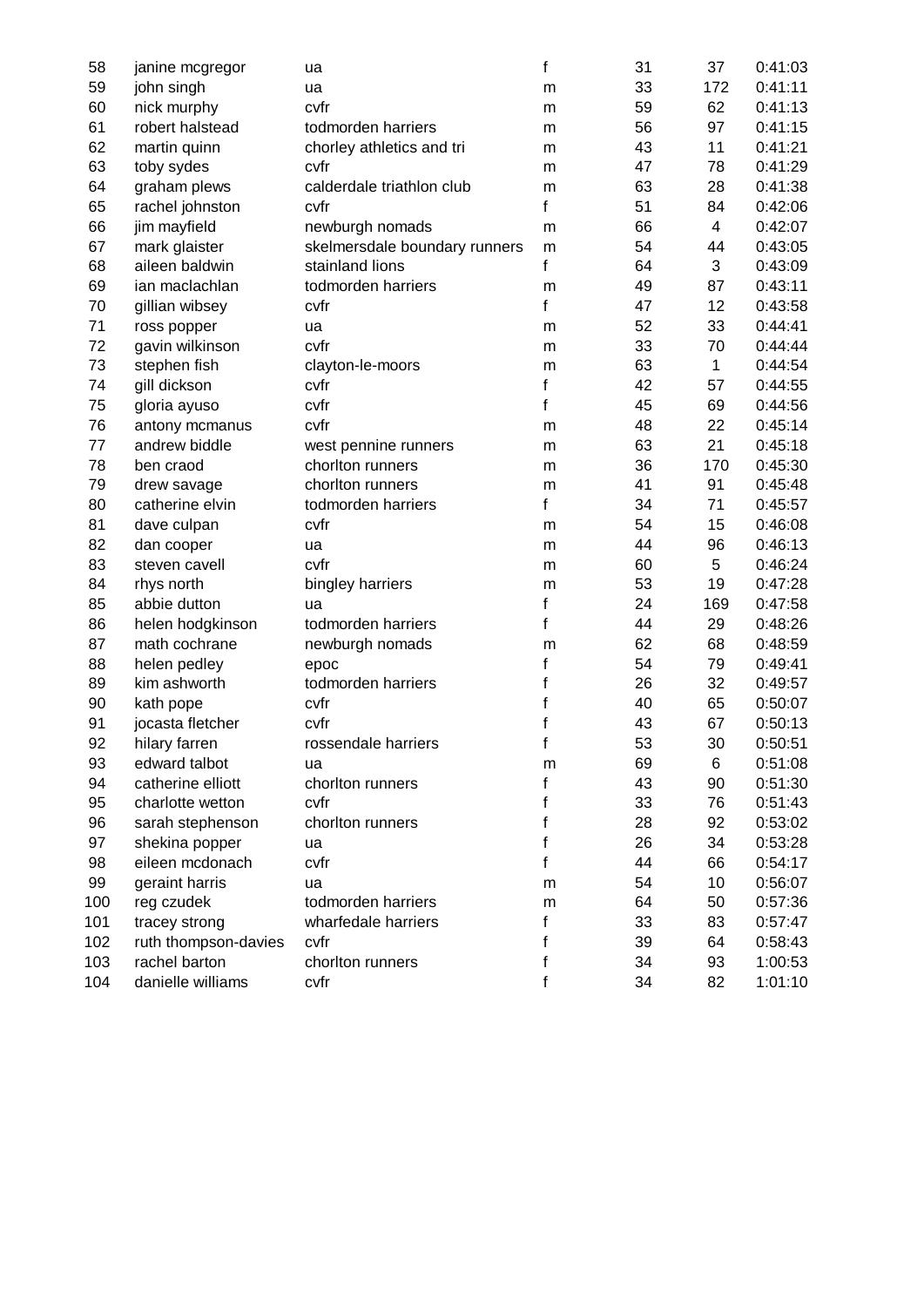| | | | | | | |
|---|---|---|---|---|---|---|
| 58 | janine mcgregor | ua | f | 31 | 37 | 0:41:03 |
| 59 | john singh | ua | m | 33 | 172 | 0:41:11 |
| 60 | nick murphy | cvfr | m | 59 | 62 | 0:41:13 |
| 61 | robert halstead | todmorden harriers | m | 56 | 97 | 0:41:15 |
| 62 | martin quinn | chorley athletics and tri | m | 43 | 11 | 0:41:21 |
| 63 | toby sydes | cvfr | m | 47 | 78 | 0:41:29 |
| 64 | graham plews | calderdale triathlon club | m | 63 | 28 | 0:41:38 |
| 65 | rachel johnston | cvfr | f | 51 | 84 | 0:42:06 |
| 66 | jim mayfield | newburgh nomads | m | 66 | 4 | 0:42:07 |
| 67 | mark glaister | skelmersdale boundary runners | m | 54 | 44 | 0:43:05 |
| 68 | aileen baldwin | stainland lions | f | 64 | 3 | 0:43:09 |
| 69 | ian maclachlan | todmorden harriers | m | 49 | 87 | 0:43:11 |
| 70 | gillian wibsey | cvfr | f | 47 | 12 | 0:43:58 |
| 71 | ross popper | ua | m | 52 | 33 | 0:44:41 |
| 72 | gavin wilkinson | cvfr | m | 33 | 70 | 0:44:44 |
| 73 | stephen fish | clayton-le-moors | m | 63 | 1 | 0:44:54 |
| 74 | gill dickson | cvfr | f | 42 | 57 | 0:44:55 |
| 75 | gloria ayuso | cvfr | f | 45 | 69 | 0:44:56 |
| 76 | antony mcmanus | cvfr | m | 48 | 22 | 0:45:14 |
| 77 | andrew biddle | west pennine runners | m | 63 | 21 | 0:45:18 |
| 78 | ben craod | chorlton runners | m | 36 | 170 | 0:45:30 |
| 79 | drew savage | chorlton runners | m | 41 | 91 | 0:45:48 |
| 80 | catherine elvin | todmorden harriers | f | 34 | 71 | 0:45:57 |
| 81 | dave culpan | cvfr | m | 54 | 15 | 0:46:08 |
| 82 | dan cooper | ua | m | 44 | 96 | 0:46:13 |
| 83 | steven cavell | cvfr | m | 60 | 5 | 0:46:24 |
| 84 | rhys north | bingley harriers | m | 53 | 19 | 0:47:28 |
| 85 | abbie dutton | ua | f | 24 | 169 | 0:47:58 |
| 86 | helen hodgkinson | todmorden harriers | f | 44 | 29 | 0:48:26 |
| 87 | math cochrane | newburgh nomads | m | 62 | 68 | 0:48:59 |
| 88 | helen pedley | epoc | f | 54 | 79 | 0:49:41 |
| 89 | kim ashworth | todmorden harriers | f | 26 | 32 | 0:49:57 |
| 90 | kath pope | cvfr | f | 40 | 65 | 0:50:07 |
| 91 | jocasta fletcher | cvfr | f | 43 | 67 | 0:50:13 |
| 92 | hilary farren | rossendale harriers | f | 53 | 30 | 0:50:51 |
| 93 | edward talbot | ua | m | 69 | 6 | 0:51:08 |
| 94 | catherine elliott | chorlton runners | f | 43 | 90 | 0:51:30 |
| 95 | charlotte wetton | cvfr | f | 33 | 76 | 0:51:43 |
| 96 | sarah stephenson | chorlton runners | f | 28 | 92 | 0:53:02 |
| 97 | shekina popper | ua | f | 26 | 34 | 0:53:28 |
| 98 | eileen mcdonach | cvfr | f | 44 | 66 | 0:54:17 |
| 99 | geraint harris | ua | m | 54 | 10 | 0:56:07 |
| 100 | reg czudek | todmorden harriers | m | 64 | 50 | 0:57:36 |
| 101 | tracey strong | wharfedale harriers | f | 33 | 83 | 0:57:47 |
| 102 | ruth thompson-davies | cvfr | f | 39 | 64 | 0:58:43 |
| 103 | rachel barton | chorlton runners | f | 34 | 93 | 1:00:53 |
| 104 | danielle williams | cvfr | f | 34 | 82 | 1:01:10 |